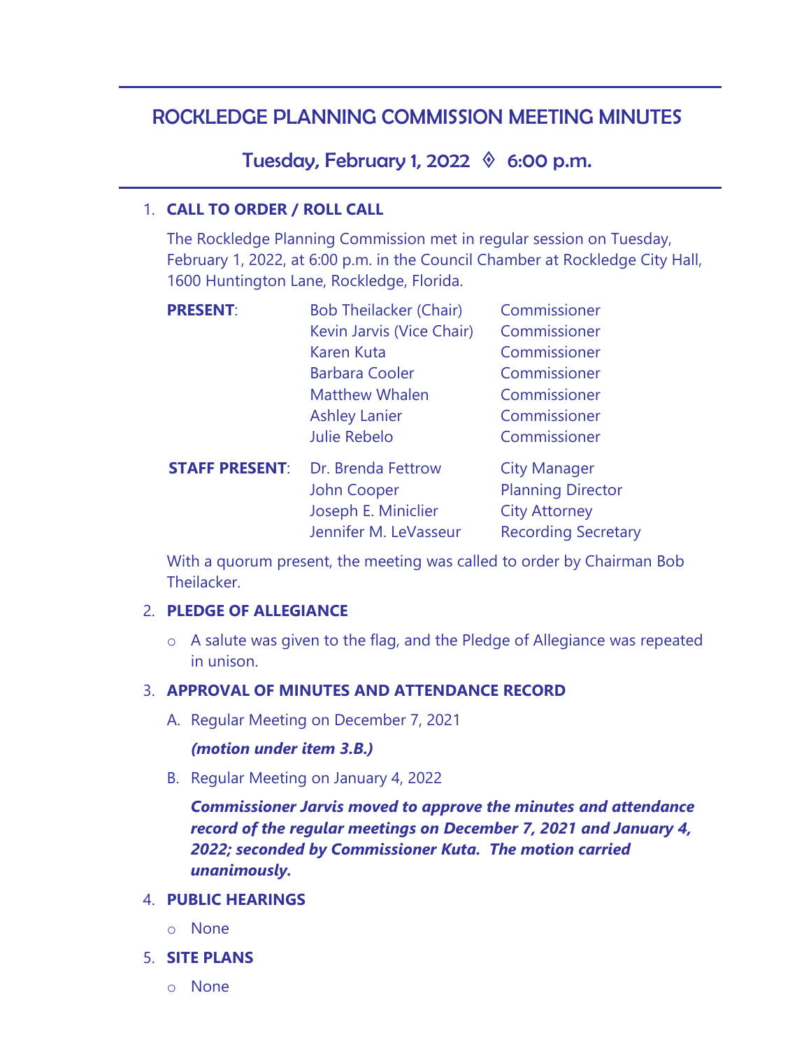# ROCKLEDGE PLANNING COMMISSION MEETING MINUTES

## Tuesday, February 1, 2022 ◊ 6:00 p.m.

1. **CALL TO ORDER / ROLL CALL**

   The Rockledge Planning Commission met in regular session on Tuesday, February 1, 2022, at 6:00 p.m. in the Council Chamber at Rockledge City Hall, 1600 Huntington Lane, Rockledge, Florida.

| | | |
|---|---|---|
| **PRESENT**: | Bob Theilacker (Chair) | Commissioner |
| | Kevin Jarvis (Vice Chair) | Commissioner |
| | Karen Kuta | Commissioner |
| | Barbara Cooler | Commissioner |
| | Matthew Whalen | Commissioner |
| | Ashley Lanier | Commissioner |
| | Julie Rebelo | Commissioner |
| **STAFF PRESENT**: | Dr. Brenda Fettrow | City Manager |
| | John Cooper | Planning Director |
| | Joseph E. Miniclier | City Attorney |
| | Jennifer M. LeVasseur | Recording Secretary |

   With a quorum present, the meeting was called to order by Chairman Bob Theilacker.

2. **PLEDGE OF ALLEGIANCE**

   - A salute was given to the flag, and the Pledge of Allegiance was repeated in unison.

3. **APPROVAL OF MINUTES AND ATTENDANCE RECORD**

   A. Regular Meeting on December 7, 2021

      ***(motion under item 3.B.)***

   B. Regular Meeting on January 4, 2022

      ***Commissioner Jarvis moved to approve the minutes and attendance record of the regular meetings on December 7, 2021 and January 4, 2022; seconded by Commissioner Kuta. The motion carried unanimously.***

4. **PUBLIC HEARINGS**

   - None

5. **SITE PLANS**

   - None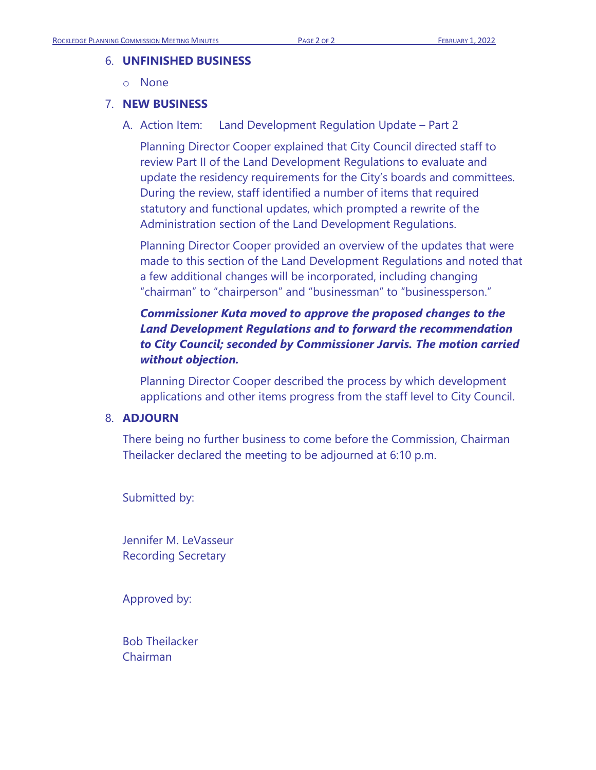6. **UNFINISHED BUSINESS**

   - None

7. **NEW BUSINESS**

   A. Action Item: Land Development Regulation Update – Part 2

   Planning Director Cooper explained that City Council directed staff to review Part II of the Land Development Regulations to evaluate and update the residency requirements for the City's boards and committees. During the review, staff identified a number of items that required statutory and functional updates, which prompted a rewrite of the Administration section of the Land Development Regulations.

   Planning Director Cooper provided an overview of the updates that were made to this section of the Land Development Regulations and noted that a few additional changes will be incorporated, including changing "chairman" to "chairperson" and "businessman" to "businessperson."

   ***Commissioner Kuta moved to approve the proposed changes to the Land Development Regulations and to forward the recommendation to City Council; seconded by Commissioner Jarvis. The motion carried without objection.***

   Planning Director Cooper described the process by which development applications and other items progress from the staff level to City Council.

8. **ADJOURN**

   There being no further business to come before the Commission, Chairman Theilacker declared the meeting to be adjourned at 6:10 p.m.

Submitted by:

Jennifer M. LeVasseur
Recording Secretary

Approved by:

Bob Theilacker
Chairman